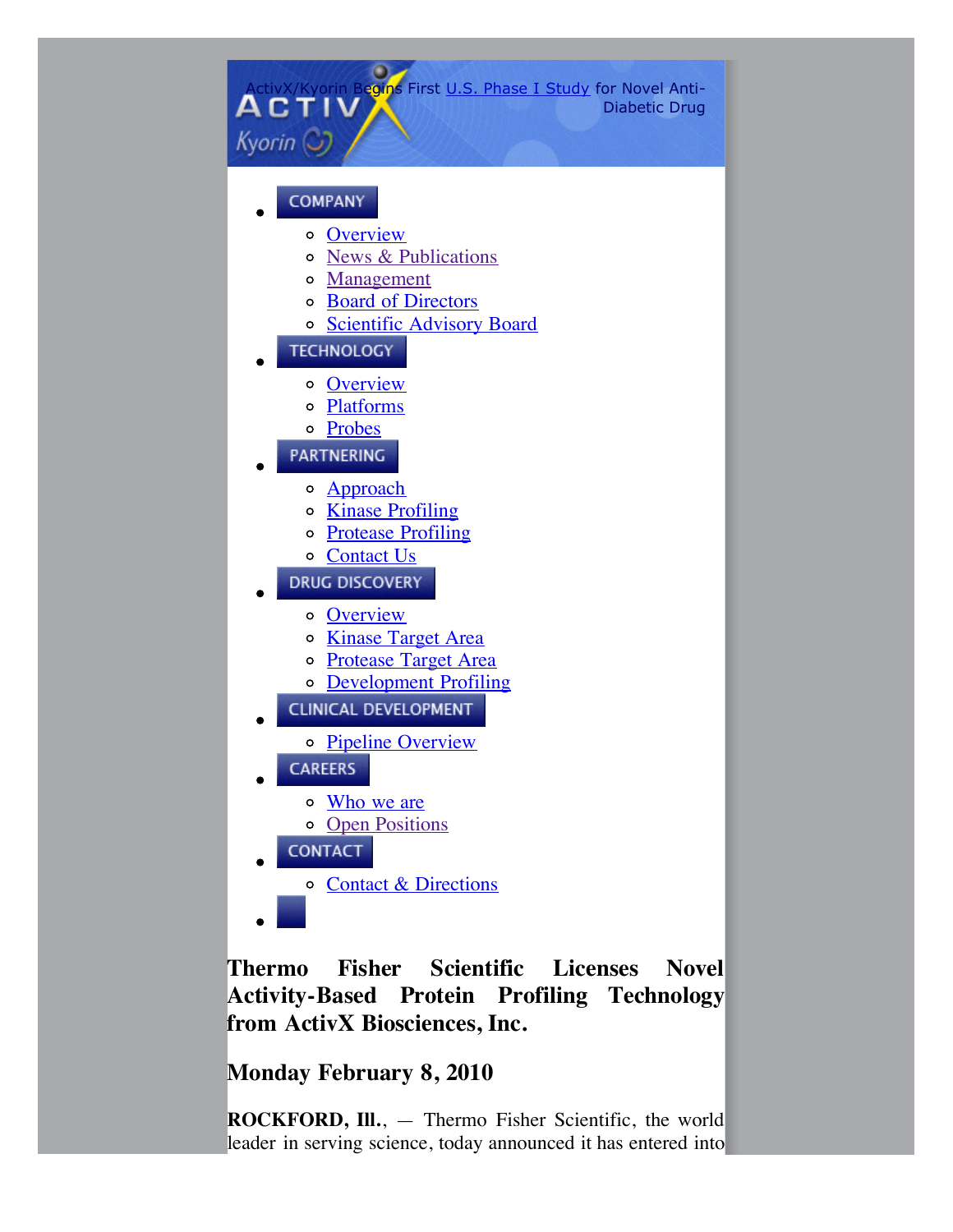ActivX/Kyorin Begins First U.S. Phase I Study for Novel Anti-Diabetic Drug

- COMPANY
  - Overview
  - News & Publications
  - Management
  - Board of Directors
  - Scientific Advisory Board
- TECHNOLOGY
  - Overview
  - Platforms
  - Probes
- PARTNERING
  - Approach
  - Kinase Profiling
  - Protease Profiling
  - Contact Us
- DRUG DISCOVERY
  - Overview
  - Kinase Target Area
  - Protease Target Area
  - Development Profiling
- CLINICAL DEVELOPMENT
  - Pipeline Overview
- CAREERS
  - Who we are
  - Open Positions
- CONTACT
  - Contact & Directions

## Thermo Fisher Scientific Licenses Novel Activity-Based Protein Profiling Technology from ActivX Biosciences, Inc.

## Monday February 8, 2010

**ROCKFORD, Ill.**, — Thermo Fisher Scientific, the world leader in serving science, today announced it has entered into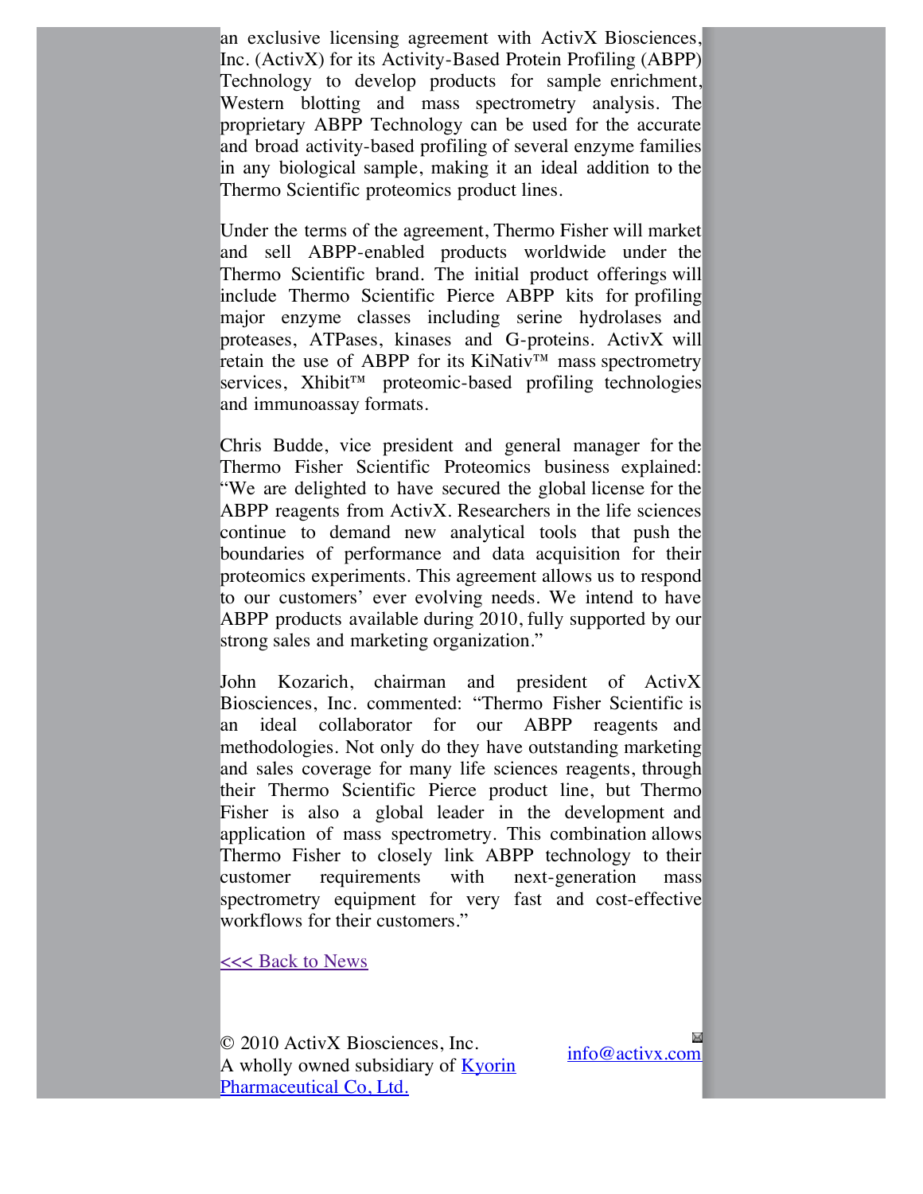an exclusive licensing agreement with ActivX Biosciences, Inc. (ActivX) for its Activity-Based Protein Profiling (ABPP) Technology to develop products for sample enrichment, Western blotting and mass spectrometry analysis. The proprietary ABPP Technology can be used for the accurate and broad activity-based profiling of several enzyme families in any biological sample, making it an ideal addition to the Thermo Scientific proteomics product lines.

Under the terms of the agreement, Thermo Fisher will market and sell ABPP-enabled products worldwide under the Thermo Scientific brand. The initial product offerings will include Thermo Scientific Pierce ABPP kits for profiling major enzyme classes including serine hydrolases and proteases, ATPases, kinases and G-proteins. ActivX will retain the use of ABPP for its KiNativ™ mass spectrometry services, Xhibit™ proteomic-based profiling technologies and immunoassay formats.

Chris Budde, vice president and general manager for the Thermo Fisher Scientific Proteomics business explained: "We are delighted to have secured the global license for the ABPP reagents from ActivX. Researchers in the life sciences continue to demand new analytical tools that push the boundaries of performance and data acquisition for their proteomics experiments. This agreement allows us to respond to our customers' ever evolving needs. We intend to have ABPP products available during 2010, fully supported by our strong sales and marketing organization."

John Kozarich, chairman and president of ActivX Biosciences, Inc. commented: "Thermo Fisher Scientific is an ideal collaborator for our ABPP reagents and methodologies. Not only do they have outstanding marketing and sales coverage for many life sciences reagents, through their Thermo Scientific Pierce product line, but Thermo Fisher is also a global leader in the development and application of mass spectrometry. This combination allows Thermo Fisher to closely link ABPP technology to their customer requirements with next-generation mass spectrometry equipment for very fast and cost-effective workflows for their customers."

<<< Back to News

© 2010 ActivX Biosciences, Inc.
A wholly owned subsidiary of Kyorin Pharmaceutical Co, Ltd.

info@activx.com